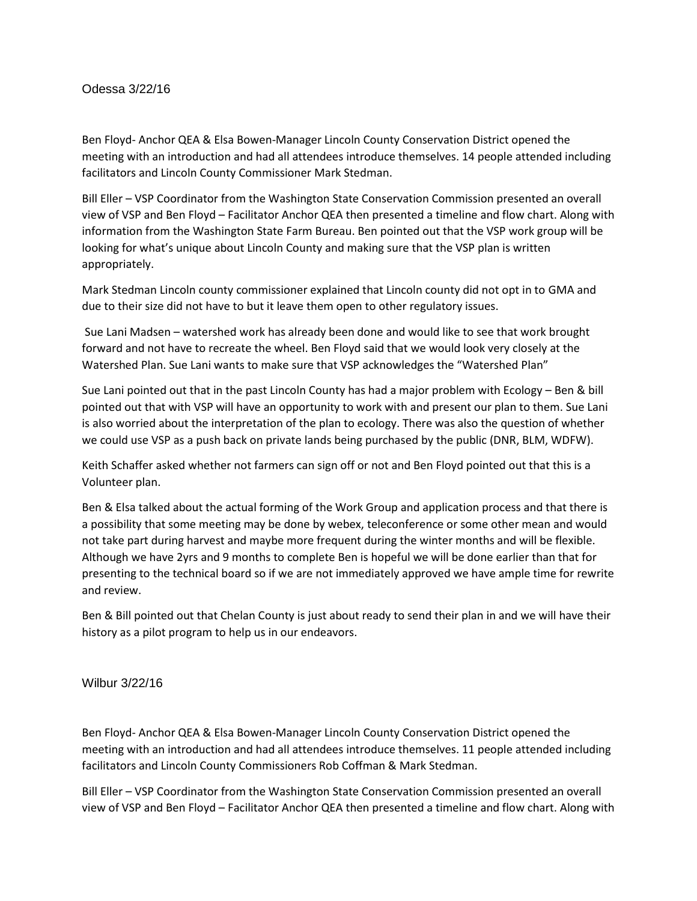## Odessa 3/22/16

Ben Floyd- Anchor QEA & Elsa Bowen-Manager Lincoln County Conservation District opened the meeting with an introduction and had all attendees introduce themselves. 14 people attended including facilitators and Lincoln County Commissioner Mark Stedman.

Bill Eller – VSP Coordinator from the Washington State Conservation Commission presented an overall view of VSP and Ben Floyd – Facilitator Anchor QEA then presented a timeline and flow chart. Along with information from the Washington State Farm Bureau. Ben pointed out that the VSP work group will be looking for what's unique about Lincoln County and making sure that the VSP plan is written appropriately.

Mark Stedman Lincoln county commissioner explained that Lincoln county did not opt in to GMA and due to their size did not have to but it leave them open to other regulatory issues.

Sue Lani Madsen – watershed work has already been done and would like to see that work brought forward and not have to recreate the wheel. Ben Floyd said that we would look very closely at the Watershed Plan. Sue Lani wants to make sure that VSP acknowledges the "Watershed Plan"

Sue Lani pointed out that in the past Lincoln County has had a major problem with Ecology – Ben & bill pointed out that with VSP will have an opportunity to work with and present our plan to them. Sue Lani is also worried about the interpretation of the plan to ecology. There was also the question of whether we could use VSP as a push back on private lands being purchased by the public (DNR, BLM, WDFW).

Keith Schaffer asked whether not farmers can sign off or not and Ben Floyd pointed out that this is a Volunteer plan.

Ben & Elsa talked about the actual forming of the Work Group and application process and that there is a possibility that some meeting may be done by webex, teleconference or some other mean and would not take part during harvest and maybe more frequent during the winter months and will be flexible. Although we have 2yrs and 9 months to complete Ben is hopeful we will be done earlier than that for presenting to the technical board so if we are not immediately approved we have ample time for rewrite and review.

Ben & Bill pointed out that Chelan County is just about ready to send their plan in and we will have their history as a pilot program to help us in our endeavors.

## Wilbur 3/22/16

Ben Floyd- Anchor QEA & Elsa Bowen-Manager Lincoln County Conservation District opened the meeting with an introduction and had all attendees introduce themselves. 11 people attended including facilitators and Lincoln County Commissioners Rob Coffman & Mark Stedman.

Bill Eller – VSP Coordinator from the Washington State Conservation Commission presented an overall view of VSP and Ben Floyd – Facilitator Anchor QEA then presented a timeline and flow chart. Along with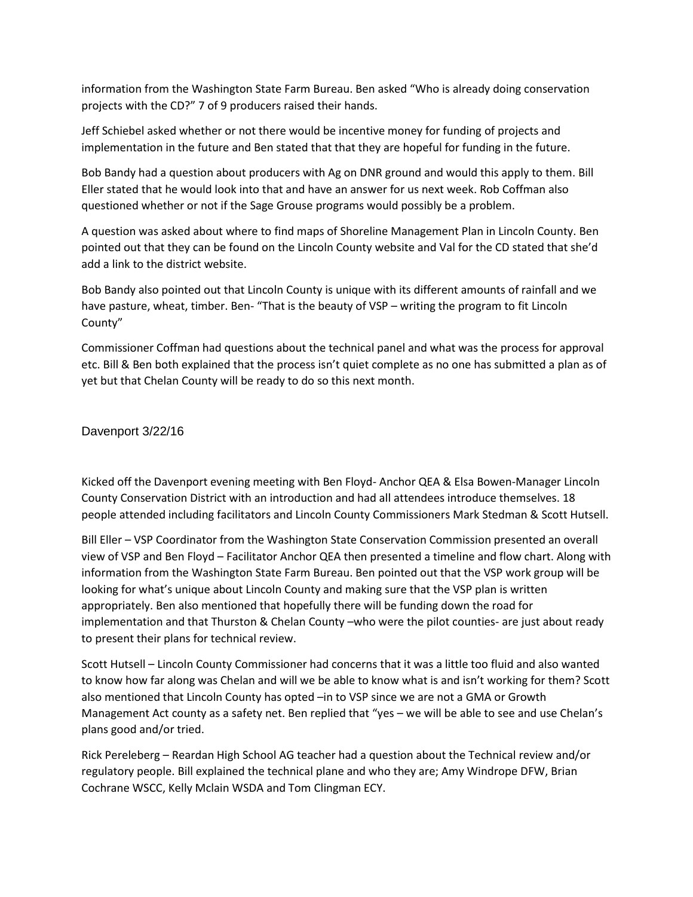information from the Washington State Farm Bureau. Ben asked "Who is already doing conservation projects with the CD?" 7 of 9 producers raised their hands.

Jeff Schiebel asked whether or not there would be incentive money for funding of projects and implementation in the future and Ben stated that that they are hopeful for funding in the future.

Bob Bandy had a question about producers with Ag on DNR ground and would this apply to them. Bill Eller stated that he would look into that and have an answer for us next week. Rob Coffman also questioned whether or not if the Sage Grouse programs would possibly be a problem.

A question was asked about where to find maps of Shoreline Management Plan in Lincoln County. Ben pointed out that they can be found on the Lincoln County website and Val for the CD stated that she'd add a link to the district website.

Bob Bandy also pointed out that Lincoln County is unique with its different amounts of rainfall and we have pasture, wheat, timber. Ben- "That is the beauty of VSP – writing the program to fit Lincoln County"

Commissioner Coffman had questions about the technical panel and what was the process for approval etc. Bill & Ben both explained that the process isn't quiet complete as no one has submitted a plan as of yet but that Chelan County will be ready to do so this next month.

## Davenport 3/22/16

Kicked off the Davenport evening meeting with Ben Floyd- Anchor QEA & Elsa Bowen-Manager Lincoln County Conservation District with an introduction and had all attendees introduce themselves. 18 people attended including facilitators and Lincoln County Commissioners Mark Stedman & Scott Hutsell.

Bill Eller – VSP Coordinator from the Washington State Conservation Commission presented an overall view of VSP and Ben Floyd – Facilitator Anchor QEA then presented a timeline and flow chart. Along with information from the Washington State Farm Bureau. Ben pointed out that the VSP work group will be looking for what's unique about Lincoln County and making sure that the VSP plan is written appropriately. Ben also mentioned that hopefully there will be funding down the road for implementation and that Thurston & Chelan County –who were the pilot counties- are just about ready to present their plans for technical review.

Scott Hutsell – Lincoln County Commissioner had concerns that it was a little too fluid and also wanted to know how far along was Chelan and will we be able to know what is and isn't working for them? Scott also mentioned that Lincoln County has opted –in to VSP since we are not a GMA or Growth Management Act county as a safety net. Ben replied that "yes – we will be able to see and use Chelan's plans good and/or tried.

Rick Pereleberg – Reardan High School AG teacher had a question about the Technical review and/or regulatory people. Bill explained the technical plane and who they are; Amy Windrope DFW, Brian Cochrane WSCC, Kelly Mclain WSDA and Tom Clingman ECY.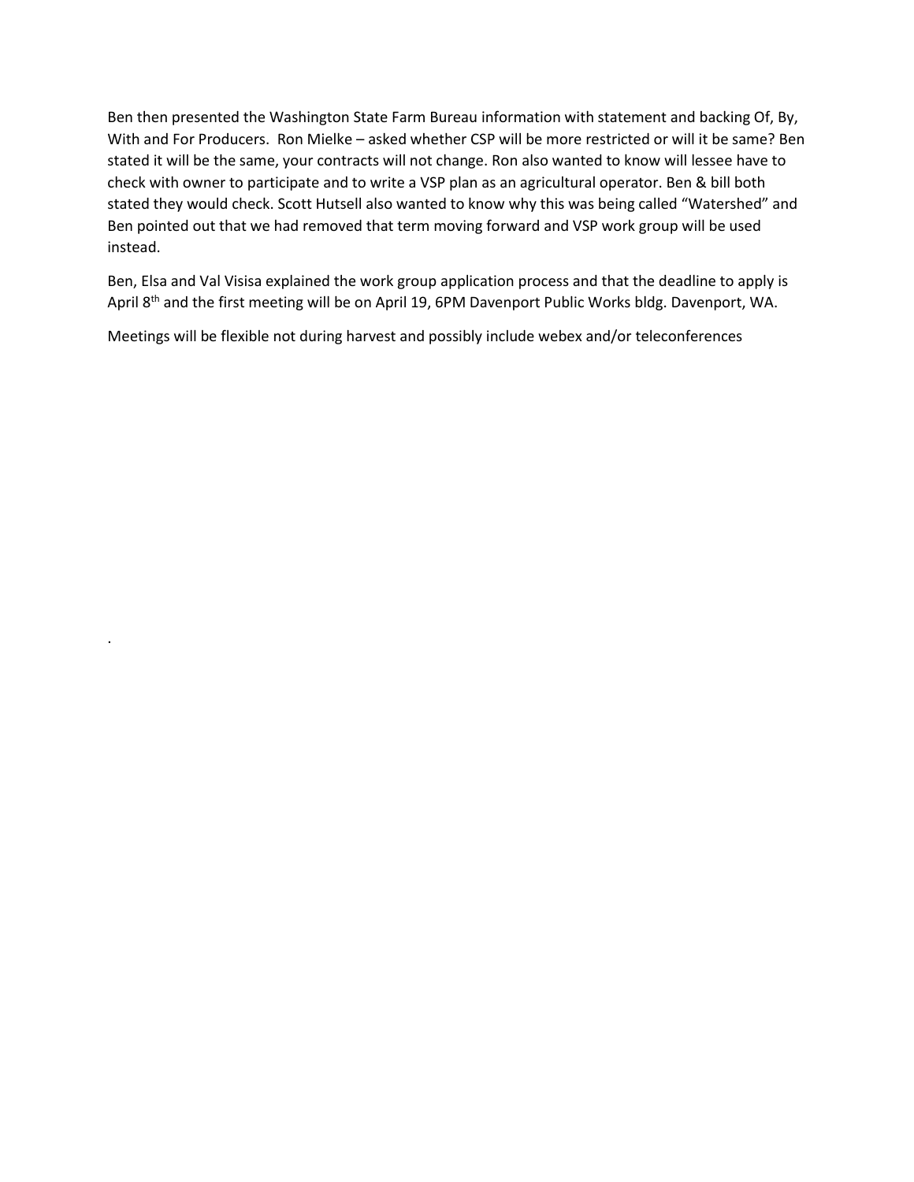Ben then presented the Washington State Farm Bureau information with statement and backing Of, By, With and For Producers. Ron Mielke – asked whether CSP will be more restricted or will it be same? Ben stated it will be the same, your contracts will not change. Ron also wanted to know will lessee have to check with owner to participate and to write a VSP plan as an agricultural operator. Ben & bill both stated they would check. Scott Hutsell also wanted to know why this was being called "Watershed" and Ben pointed out that we had removed that term moving forward and VSP work group will be used instead.

Ben, Elsa and Val Visisa explained the work group application process and that the deadline to apply is April 8th and the first meeting will be on April 19, 6PM Davenport Public Works bldg. Davenport, WA.

Meetings will be flexible not during harvest and possibly include webex and/or teleconferences

.